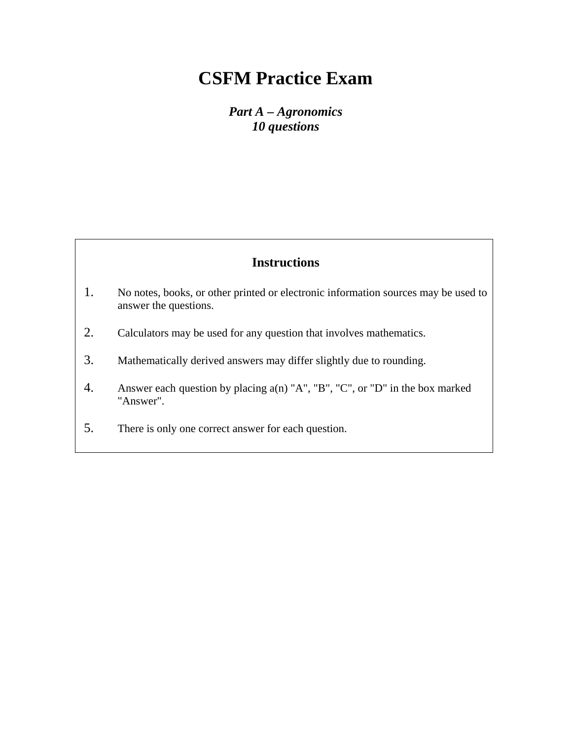# CSFM Practice Exam

***Part A – Agronomics***
***10 questions***

## Instructions

1. No notes, books, or other printed or electronic information sources may be used to answer the questions.

2. Calculators may be used for any question that involves mathematics.

3. Mathematically derived answers may differ slightly due to rounding.

4. Answer each question by placing a(n) "A", "B", "C", or "D" in the box marked "Answer".

5. There is only one correct answer for each question.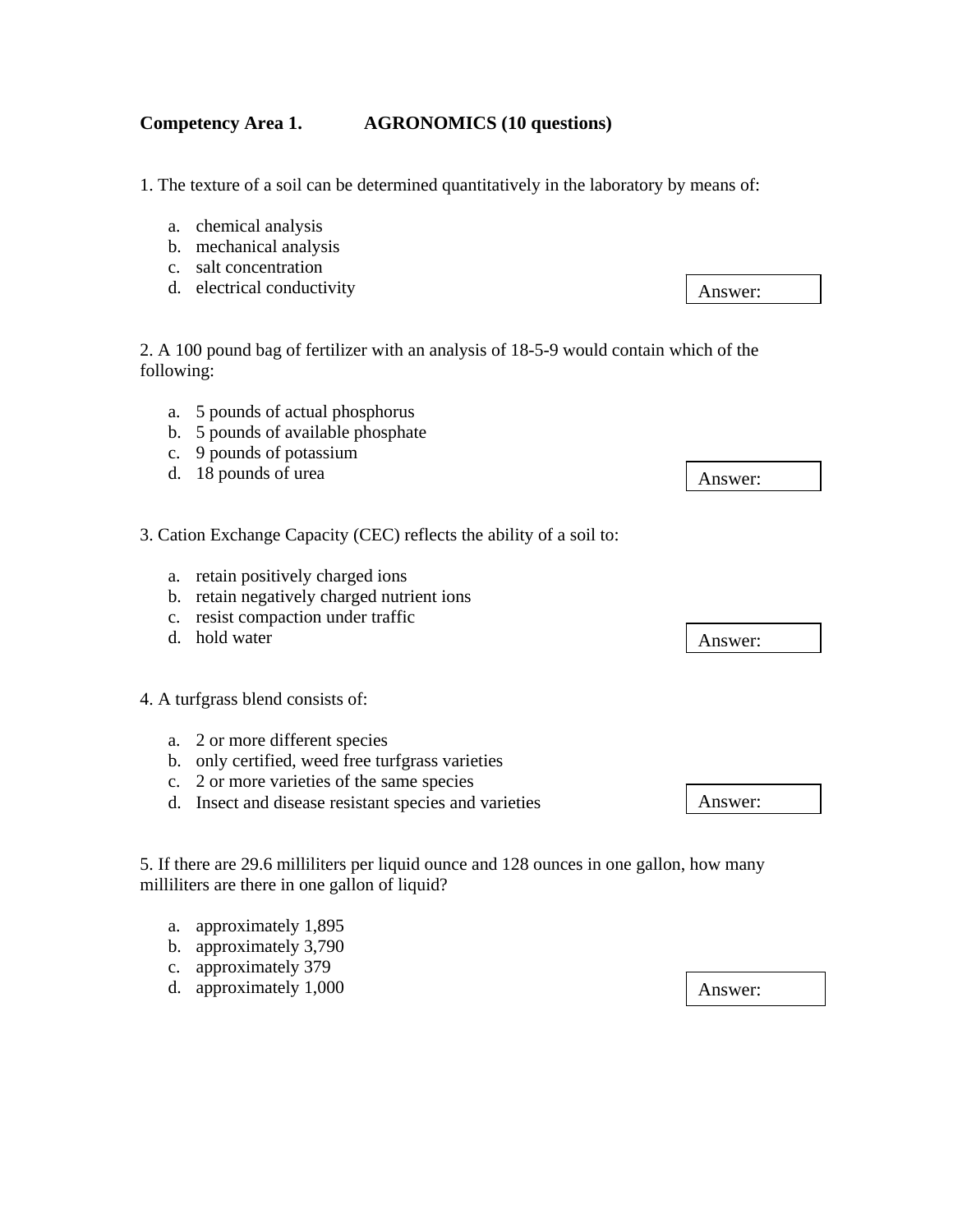**Competency Area 1. AGRONOMICS (10 questions)**

1. The texture of a soil can be determined quantitatively in the laboratory by means of:

   a. chemical analysis
   b. mechanical analysis
   c. salt concentration
   d. electrical conductivity

Answer:

2. A 100 pound bag of fertilizer with an analysis of 18-5-9 would contain which of the following:

   a. 5 pounds of actual phosphorus
   b. 5 pounds of available phosphate
   c. 9 pounds of potassium
   d. 18 pounds of urea

Answer:

3. Cation Exchange Capacity (CEC) reflects the ability of a soil to:

   a. retain positively charged ions
   b. retain negatively charged nutrient ions
   c. resist compaction under traffic
   d. hold water

Answer:

4. A turfgrass blend consists of:

   a. 2 or more different species
   b. only certified, weed free turfgrass varieties
   c. 2 or more varieties of the same species
   d. Insect and disease resistant species and varieties

Answer:

5. If there are 29.6 milliliters per liquid ounce and 128 ounces in one gallon, how many milliliters are there in one gallon of liquid?

   a. approximately 1,895
   b. approximately 3,790
   c. approximately 379
   d. approximately 1,000

Answer: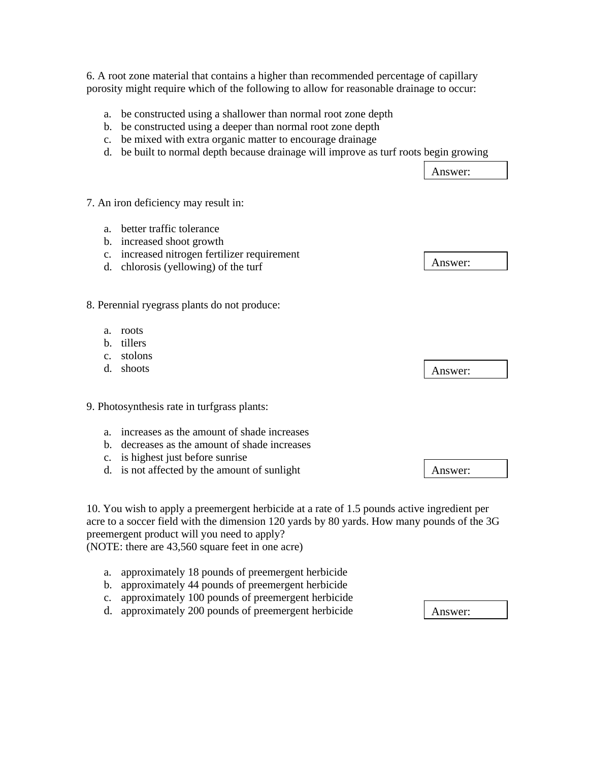6. A root zone material that contains a higher than recommended percentage of capillary porosity might require which of the following to allow for reasonable drainage to occur:

a. be constructed using a shallower than normal root zone depth
b. be constructed using a deeper than normal root zone depth
c. be mixed with extra organic matter to encourage drainage
d. be built to normal depth because drainage will improve as turf roots begin growing

Answer:

7. An iron deficiency may result in:

a. better traffic tolerance
b. increased shoot growth
c. increased nitrogen fertilizer requirement
d. chlorosis (yellowing) of the turf

Answer:

8. Perennial ryegrass plants do not produce:

a. roots
b. tillers
c. stolons
d. shoots

Answer:

9. Photosynthesis rate in turfgrass plants:

a. increases as the amount of shade increases
b. decreases as the amount of shade increases
c. is highest just before sunrise
d. is not affected by the amount of sunlight

Answer:

10. You wish to apply a preemergent herbicide at a rate of 1.5 pounds active ingredient per acre to a soccer field with the dimension 120 yards by 80 yards. How many pounds of the 3G preemergent product will you need to apply?
(NOTE: there are 43,560 square feet in one acre)

a. approximately 18 pounds of preemergent herbicide
b. approximately 44 pounds of preemergent herbicide
c. approximately 100 pounds of preemergent herbicide
d. approximately 200 pounds of preemergent herbicide

Answer: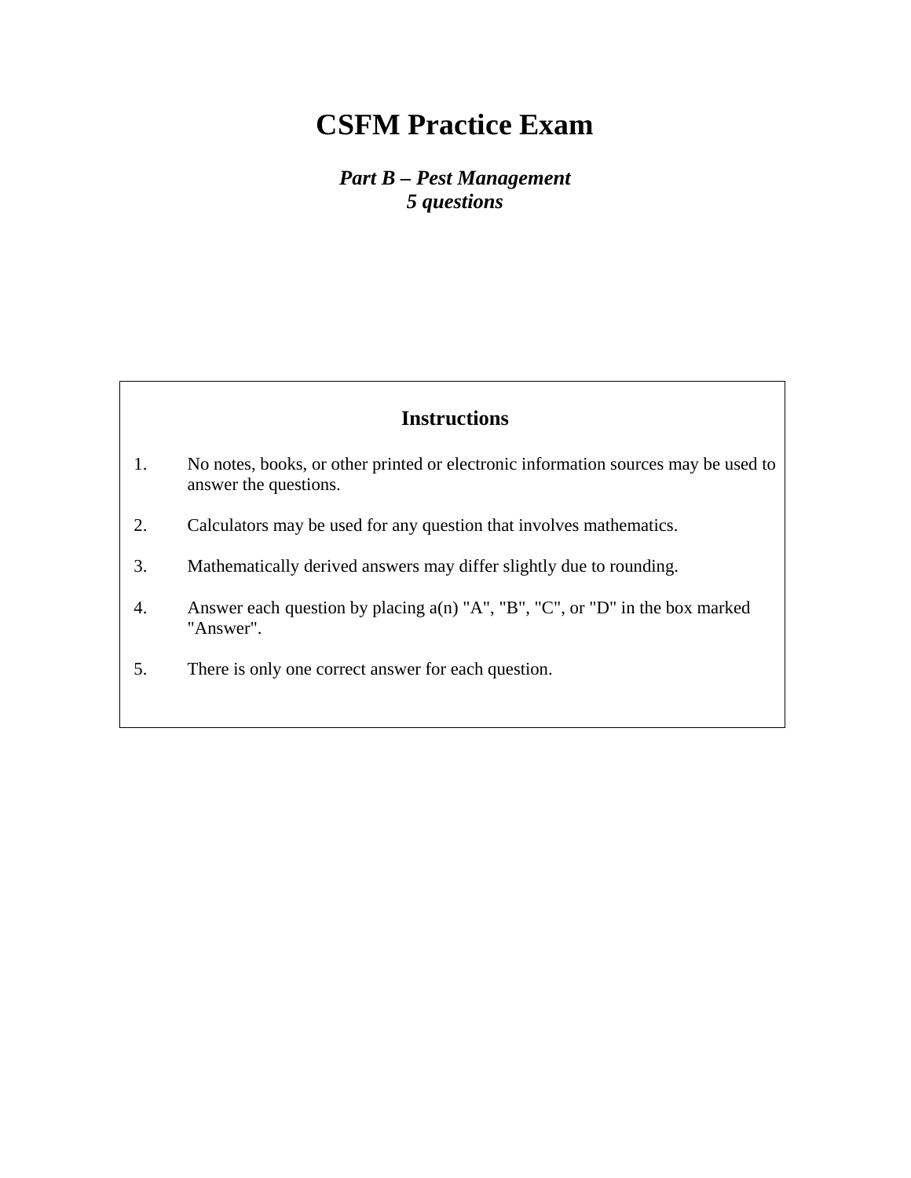# CSFM Practice Exam

***Part B – Pest Management***
***5 questions***

## Instructions

1. No notes, books, or other printed or electronic information sources may be used to answer the questions.

2. Calculators may be used for any question that involves mathematics.

3. Mathematically derived answers may differ slightly due to rounding.

4. Answer each question by placing a(n) "A", "B", "C", or "D" in the box marked "Answer".

5. There is only one correct answer for each question.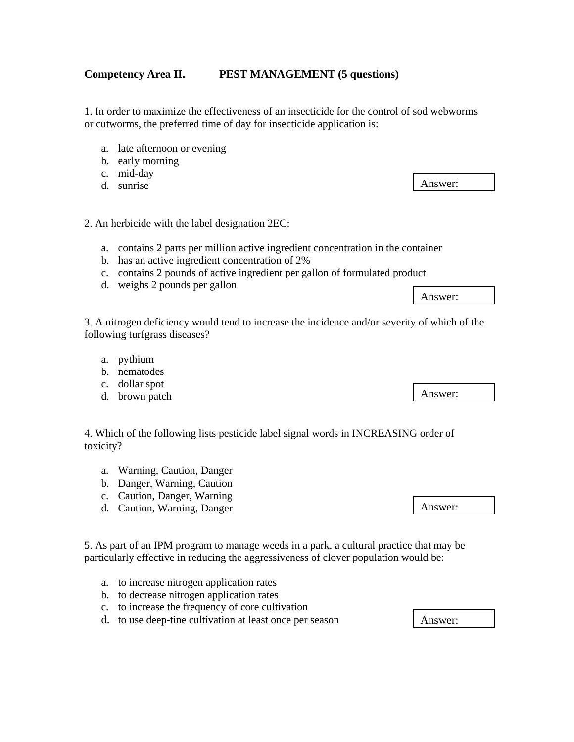**Competency Area II. PEST MANAGEMENT (5 questions)**

1. In order to maximize the effectiveness of an insecticide for the control of sod webworms or cutworms, the preferred time of day for insecticide application is:

   a. late afternoon or evening
   b. early morning
   c. mid-day
   d. sunrise

Answer:

2. An herbicide with the label designation 2EC:

   a. contains 2 parts per million active ingredient concentration in the container
   b. has an active ingredient concentration of 2%
   c. contains 2 pounds of active ingredient per gallon of formulated product
   d. weighs 2 pounds per gallon

Answer:

3. A nitrogen deficiency would tend to increase the incidence and/or severity of which of the following turfgrass diseases?

   a. pythium
   b. nematodes
   c. dollar spot
   d. brown patch

Answer:

4. Which of the following lists pesticide label signal words in INCREASING order of toxicity?

   a. Warning, Caution, Danger
   b. Danger, Warning, Caution
   c. Caution, Danger, Warning
   d. Caution, Warning, Danger

Answer:

5. As part of an IPM program to manage weeds in a park, a cultural practice that may be particularly effective in reducing the aggressiveness of clover population would be:

   a. to increase nitrogen application rates
   b. to decrease nitrogen application rates
   c. to increase the frequency of core cultivation
   d. to use deep-tine cultivation at least once per season

Answer: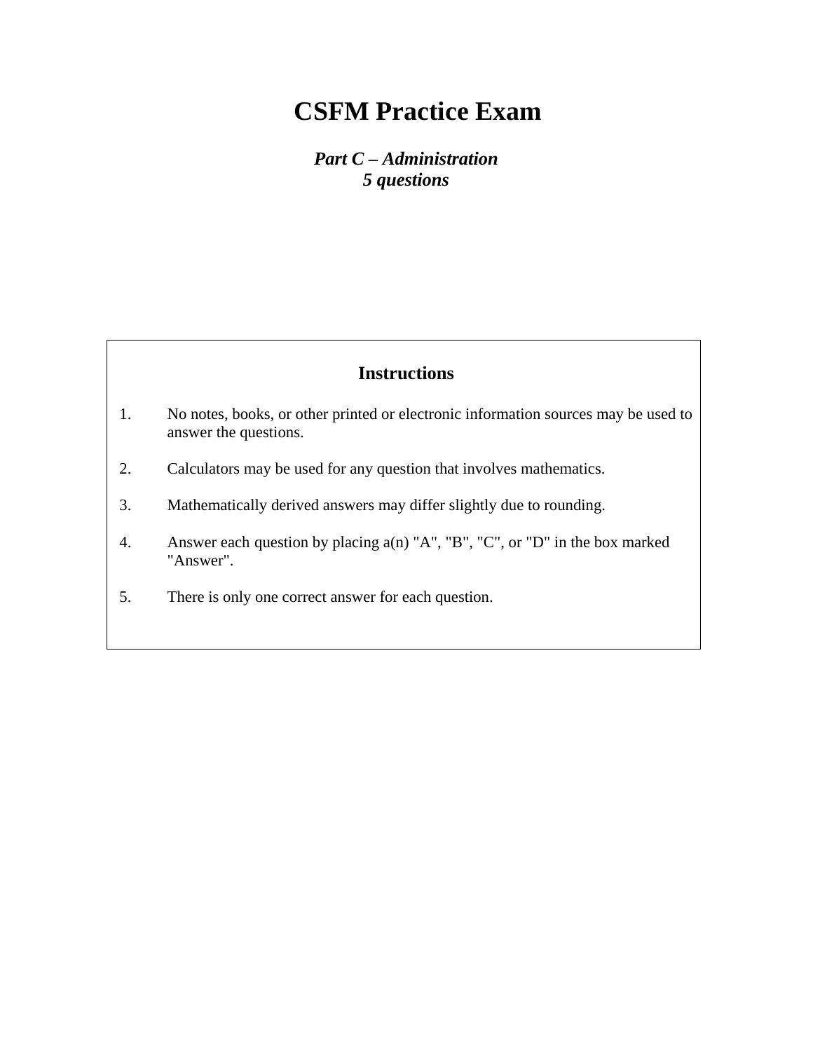# CSFM Practice Exam

***Part C – Administration***
***5 questions***

## Instructions

1. No notes, books, or other printed or electronic information sources may be used to answer the questions.

2. Calculators may be used for any question that involves mathematics.

3. Mathematically derived answers may differ slightly due to rounding.

4. Answer each question by placing a(n) "A", "B", "C", or "D" in the box marked "Answer".

5. There is only one correct answer for each question.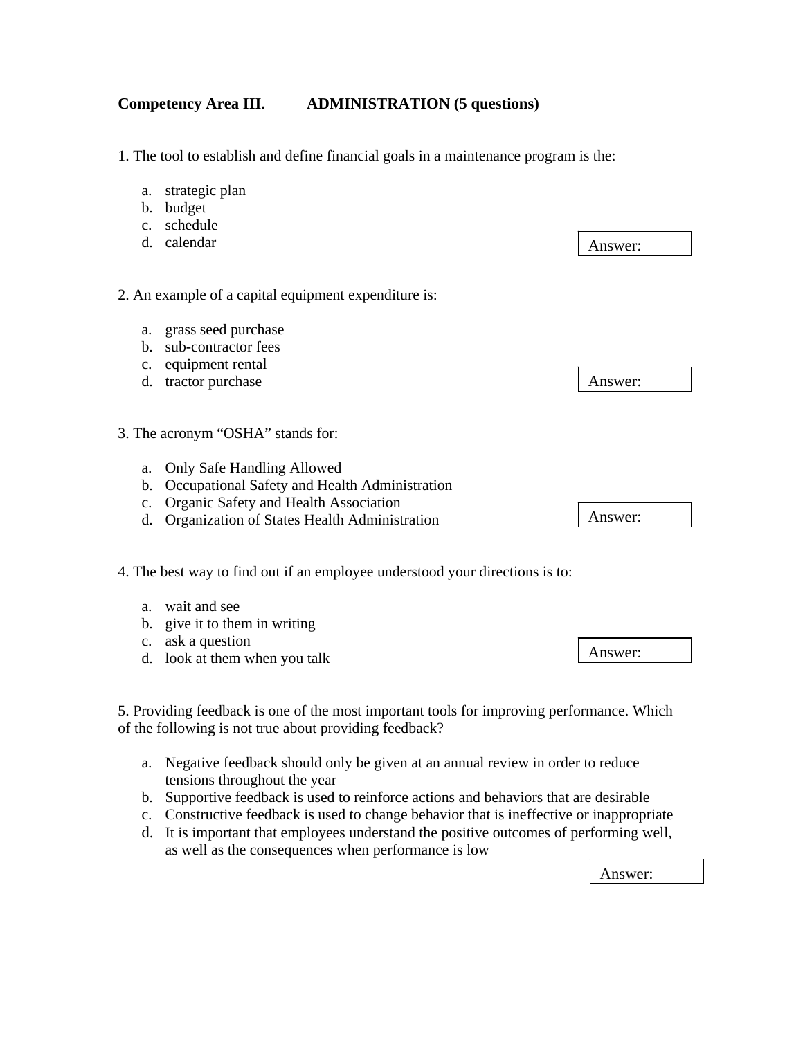**Competency Area III. ADMINISTRATION (5 questions)**

1. The tool to establish and define financial goals in a maintenance program is the:

   a. strategic plan
   b. budget
   c. schedule
   d. calendar

Answer:

2. An example of a capital equipment expenditure is:

   a. grass seed purchase
   b. sub-contractor fees
   c. equipment rental
   d. tractor purchase

Answer:

3. The acronym "OSHA" stands for:

   a. Only Safe Handling Allowed
   b. Occupational Safety and Health Administration
   c. Organic Safety and Health Association
   d. Organization of States Health Administration

Answer:

4. The best way to find out if an employee understood your directions is to:

   a. wait and see
   b. give it to them in writing
   c. ask a question
   d. look at them when you talk

Answer:

5. Providing feedback is one of the most important tools for improving performance. Which of the following is not true about providing feedback?

   a. Negative feedback should only be given at an annual review in order to reduce tensions throughout the year
   b. Supportive feedback is used to reinforce actions and behaviors that are desirable
   c. Constructive feedback is used to change behavior that is ineffective or inappropriate
   d. It is important that employees understand the positive outcomes of performing well, as well as the consequences when performance is low

Answer: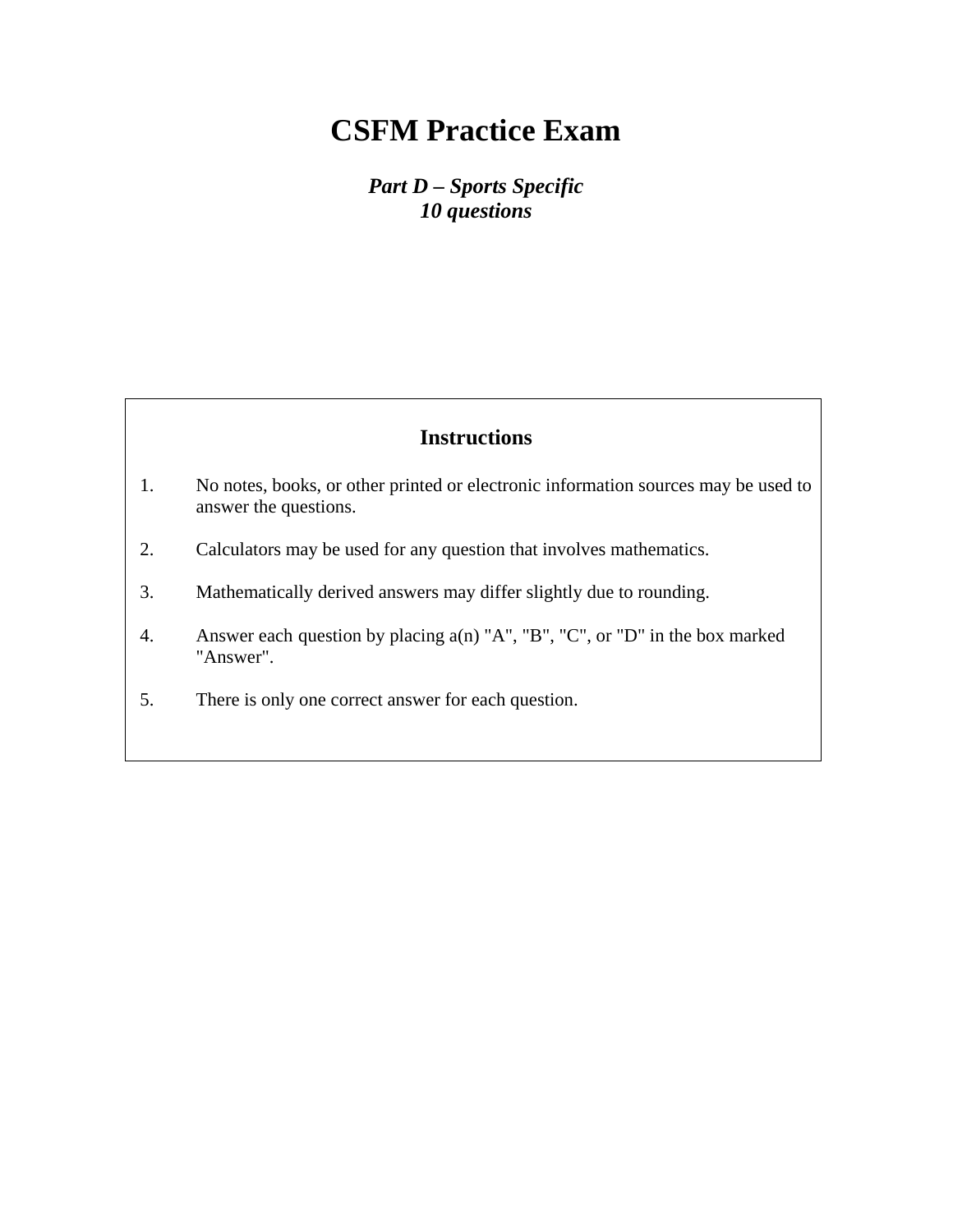# CSFM Practice Exam

***Part D – Sports Specific***
***10 questions***

## Instructions

1. No notes, books, or other printed or electronic information sources may be used to answer the questions.

2. Calculators may be used for any question that involves mathematics.

3. Mathematically derived answers may differ slightly due to rounding.

4. Answer each question by placing a(n) "A", "B", "C", or "D" in the box marked "Answer".

5. There is only one correct answer for each question.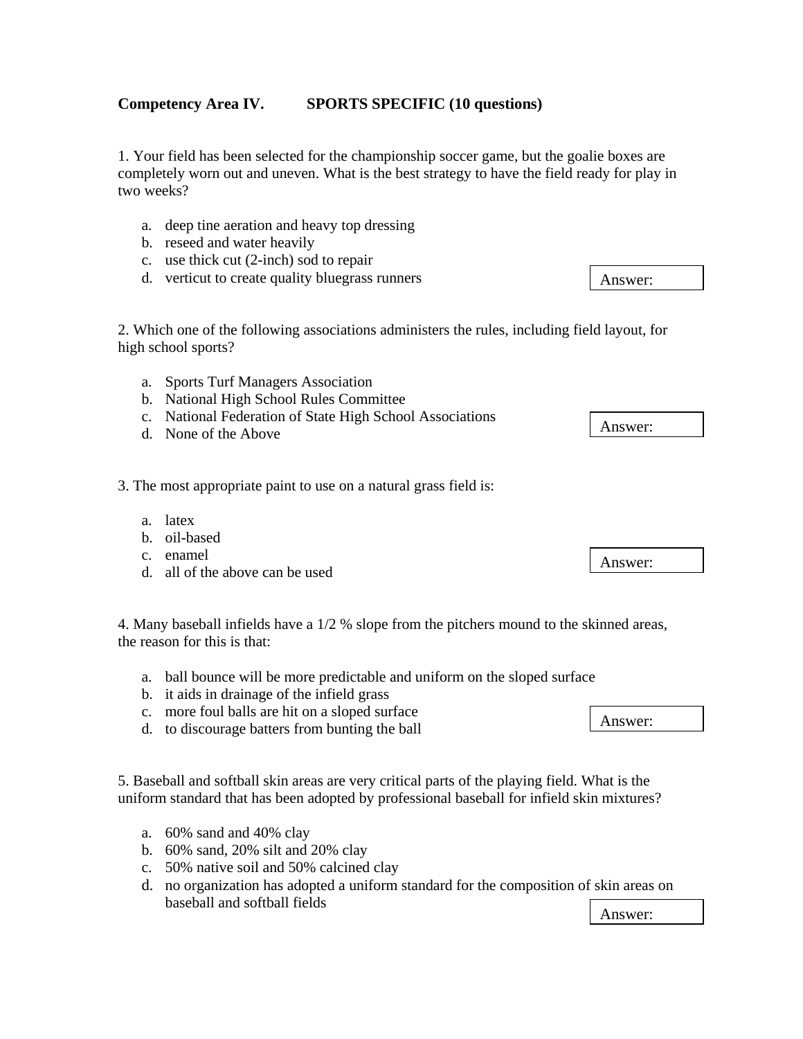**Competency Area IV. SPORTS SPECIFIC (10 questions)**

1. Your field has been selected for the championship soccer game, but the goalie boxes are completely worn out and uneven. What is the best strategy to have the field ready for play in two weeks?

   a. deep tine aeration and heavy top dressing
   b. reseed and water heavily
   c. use thick cut (2-inch) sod to repair
   d. verticut to create quality bluegrass runners

Answer:

2. Which one of the following associations administers the rules, including field layout, for high school sports?

   a. Sports Turf Managers Association
   b. National High School Rules Committee
   c. National Federation of State High School Associations
   d. None of the Above

Answer:

3. The most appropriate paint to use on a natural grass field is:

   a. latex
   b. oil-based
   c. enamel
   d. all of the above can be used

Answer:

4. Many baseball infields have a 1/2 % slope from the pitchers mound to the skinned areas, the reason for this is that:

   a. ball bounce will be more predictable and uniform on the sloped surface
   b. it aids in drainage of the infield grass
   c. more foul balls are hit on a sloped surface
   d. to discourage batters from bunting the ball

Answer:

5. Baseball and softball skin areas are very critical parts of the playing field. What is the uniform standard that has been adopted by professional baseball for infield skin mixtures?

   a. 60% sand and 40% clay
   b. 60% sand, 20% silt and 20% clay
   c. 50% native soil and 50% calcined clay
   d. no organization has adopted a uniform standard for the composition of skin areas on baseball and softball fields

Answer: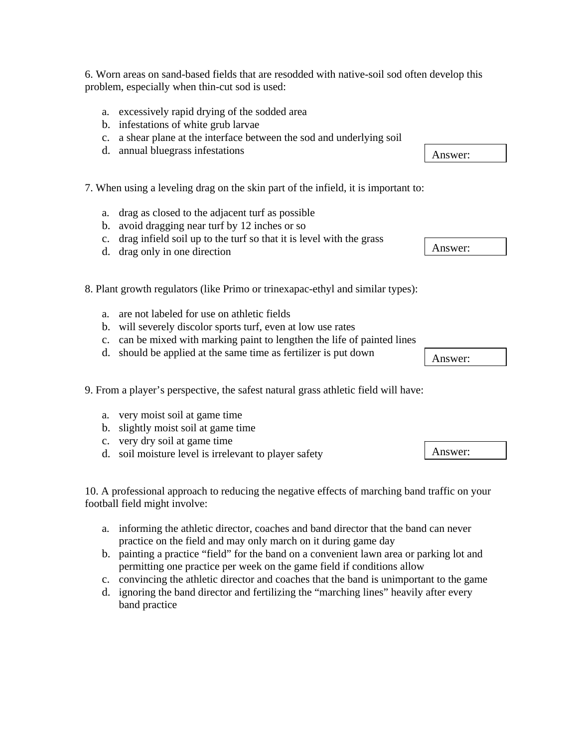6. Worn areas on sand-based fields that are resodded with native-soil sod often develop this problem, especially when thin-cut sod is used:

a. excessively rapid drying of the sodded area
b. infestations of white grub larvae
c. a shear plane at the interface between the sod and underlying soil
d. annual bluegrass infestations

Answer:

7. When using a leveling drag on the skin part of the infield, it is important to:

a. drag as closed to the adjacent turf as possible
b. avoid dragging near turf by 12 inches or so
c. drag infield soil up to the turf so that it is level with the grass
d. drag only in one direction

Answer:

8. Plant growth regulators (like Primo or trinexapac-ethyl and similar types):

a. are not labeled for use on athletic fields
b. will severely discolor sports turf, even at low use rates
c. can be mixed with marking paint to lengthen the life of painted lines
d. should be applied at the same time as fertilizer is put down

Answer:

9. From a player's perspective, the safest natural grass athletic field will have:

a. very moist soil at game time
b. slightly moist soil at game time
c. very dry soil at game time
d. soil moisture level is irrelevant to player safety

Answer:

10. A professional approach to reducing the negative effects of marching band traffic on your football field might involve:

a. informing the athletic director, coaches and band director that the band can never practice on the field and may only march on it during game day
b. painting a practice "field" for the band on a convenient lawn area or parking lot and permitting one practice per week on the game field if conditions allow
c. convincing the athletic director and coaches that the band is unimportant to the game
d. ignoring the band director and fertilizing the "marching lines" heavily after every band practice